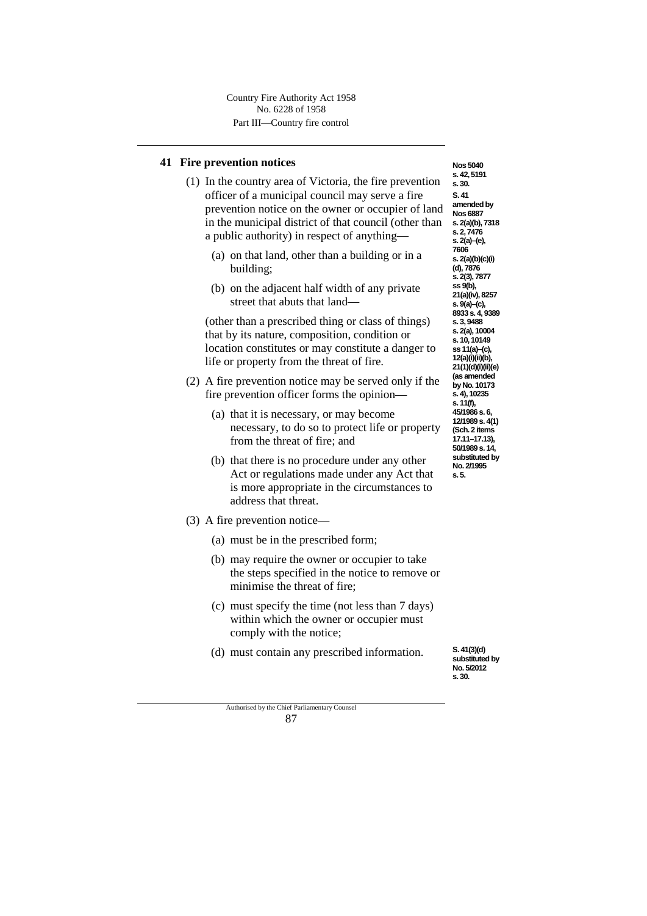## 41 Fire prevention notices

Nos 5040 s. 42, 5191 s. 30.

S. 41 amended by Nos 6887 s. 2(a)(b), 7318 s. 2, 7476 s. 2(a)–(e), 7606 s. 2(a)(b)(c)(i) (d), 7876 s. 2(3), 7877 ss 9(b), 21(a)(iv), 8257 s. 9(a)–(c), 8933 s. 4, 9389 s. 3, 9488 s. 2(a), 10004 s. 10, 10149 ss 11(a)–(c), 12(a)(i)(ii)(b), 21(1)(d)(i)(ii)(e) (as amended by No. 10173 s. 4), 10235 s. 11(f), 45/1986 s. 6, 12/1989 s. 4(1) (Sch. 2 items 17.11–17.13), 50/1989 s. 14, substituted by No. 2/1995 s. 5.

(1) In the country area of Victoria, the fire prevention officer of a municipal council may serve a fire prevention notice on the owner or occupier of land in the municipal district of that council (other than a public authority) in respect of anything—

(a) on that land, other than a building or in a building;

(b) on the adjacent half width of any private street that abuts that land—

(other than a prescribed thing or class of things) that by its nature, composition, condition or location constitutes or may constitute a danger to life or property from the threat of fire.

(2) A fire prevention notice may be served only if the fire prevention officer forms the opinion—

(a) that it is necessary, or may become necessary, to do so to protect life or property from the threat of fire; and

(b) that there is no procedure under any other Act or regulations made under any Act that is more appropriate in the circumstances to address that threat.

(3) A fire prevention notice—

(a) must be in the prescribed form;

(b) may require the owner or occupier to take the steps specified in the notice to remove or minimise the threat of fire;

(c) must specify the time (not less than 7 days) within which the owner or occupier must comply with the notice;

(d) must contain any prescribed information.

S. 41(3)(d) substituted by No. 5/2012 s. 30.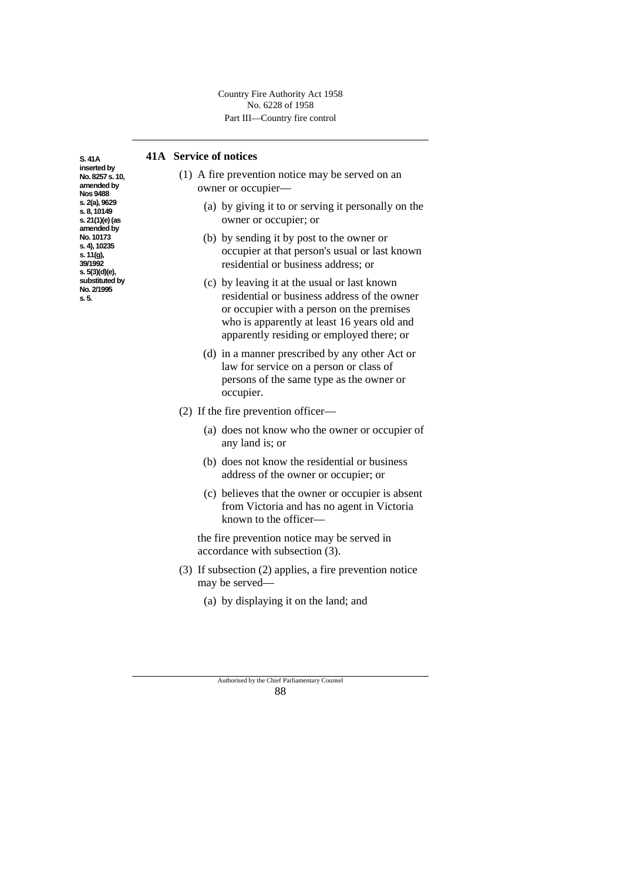S. 41A inserted by No. 8257 s. 10, amended by Nos 9488 s. 2(a), 9629 s. 8, 10149 s. 21(1)(e) (as amended by No. 10173 s. 4), 10235 s. 11(g), 39/1992 s. 5(3)(d)(e), substituted by No. 2/1995 s. 5.

## 41A Service of notices

(1) A fire prevention notice may be served on an owner or occupier—

(a) by giving it to or serving it personally on the owner or occupier; or

(b) by sending it by post to the owner or occupier at that person's usual or last known residential or business address; or

(c) by leaving it at the usual or last known residential or business address of the owner or occupier with a person on the premises who is apparently at least 16 years old and apparently residing or employed there; or

(d) in a manner prescribed by any other Act or law for service on a person or class of persons of the same type as the owner or occupier.

(2) If the fire prevention officer—

(a) does not know who the owner or occupier of any land is; or

(b) does not know the residential or business address of the owner or occupier; or

(c) believes that the owner or occupier is absent from Victoria and has no agent in Victoria known to the officer—

the fire prevention notice may be served in accordance with subsection (3).

(3) If subsection (2) applies, a fire prevention notice may be served—

(a) by displaying it on the land; and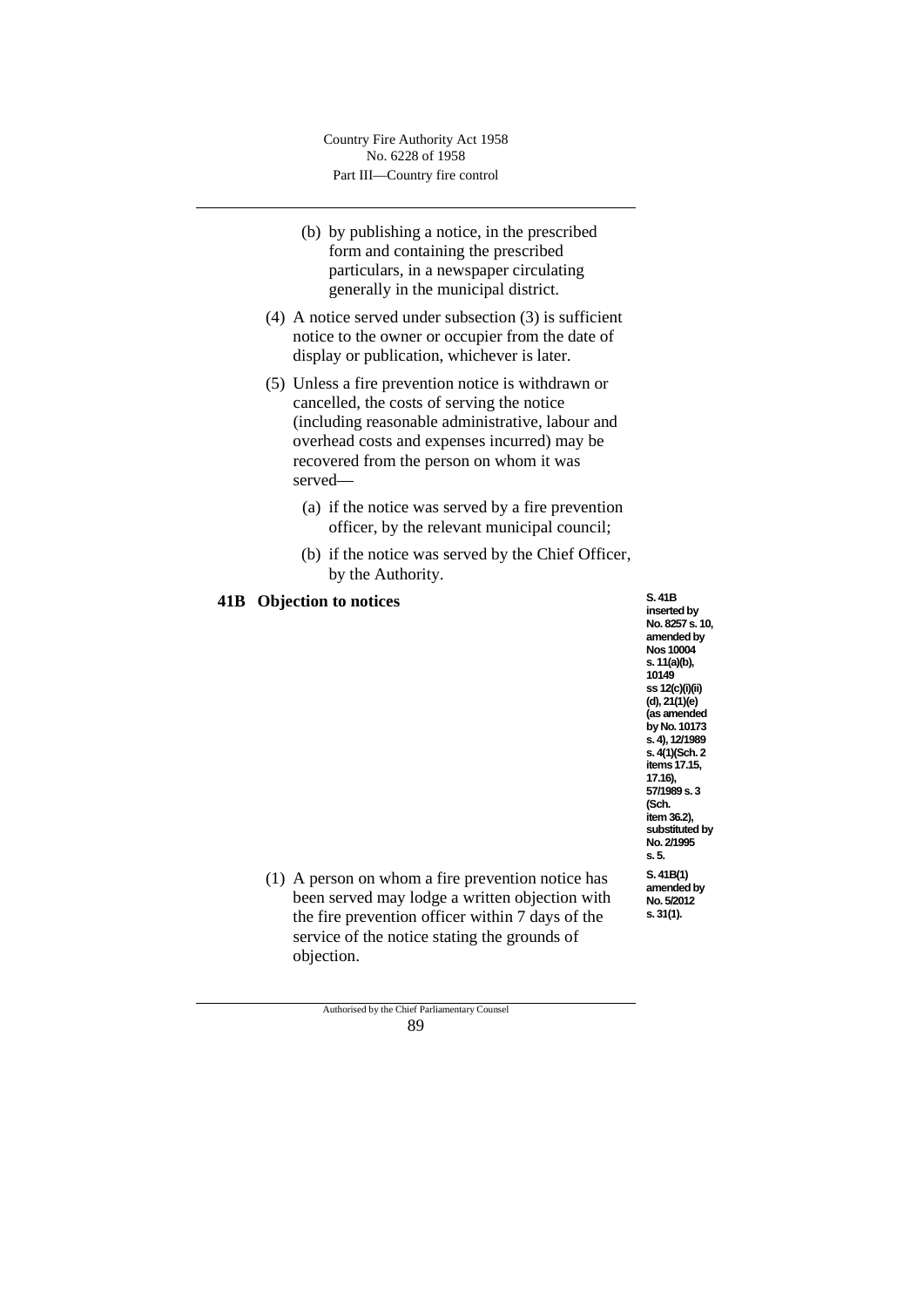(b) by publishing a notice, in the prescribed form and containing the prescribed particulars, in a newspaper circulating generally in the municipal district.

(4) A notice served under subsection (3) is sufficient notice to the owner or occupier from the date of display or publication, whichever is later.

(5) Unless a fire prevention notice is withdrawn or cancelled, the costs of serving the notice (including reasonable administrative, labour and overhead costs and expenses incurred) may be recovered from the person on whom it was served—

(a) if the notice was served by a fire prevention officer, by the relevant municipal council;

(b) if the notice was served by the Chief Officer, by the Authority.

## 41B Objection to notices

S. 41B inserted by No. 8257 s. 10, amended by Nos 10004 s. 11(a)(b), 10149 ss 12(c)(i)(ii) (d), 21(1)(e) (as amended by No. 10173 s. 4), 12/1989 s. 4(1)(Sch. 2 items 17.15, 17.16), 57/1989 s. 3 (Sch. item 36.2), substituted by No. 2/1995 s. 5.

S. 41B(1) amended by No. 5/2012 s. 31(1).

(1) A person on whom a fire prevention notice has been served may lodge a written objection with the fire prevention officer within 7 days of the service of the notice stating the grounds of objection.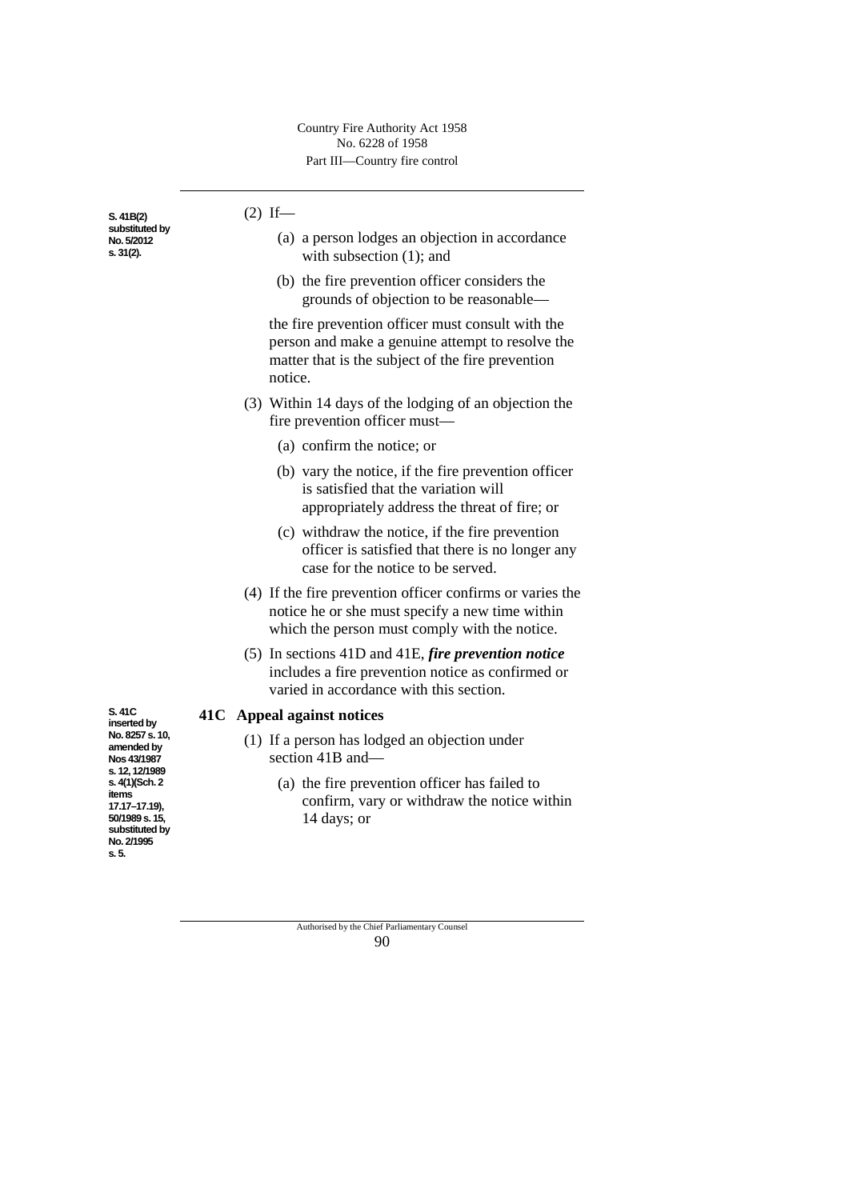S. 41B(2) substituted by No. 5/2012 s. 31(2).

(2) If—

(a) a person lodges an objection in accordance with subsection (1); and

(b) the fire prevention officer considers the grounds of objection to be reasonable—

the fire prevention officer must consult with the person and make a genuine attempt to resolve the matter that is the subject of the fire prevention notice.

(3) Within 14 days of the lodging of an objection the fire prevention officer must—

(a) confirm the notice; or

(b) vary the notice, if the fire prevention officer is satisfied that the variation will appropriately address the threat of fire; or

(c) withdraw the notice, if the fire prevention officer is satisfied that there is no longer any case for the notice to be served.

(4) If the fire prevention officer confirms or varies the notice he or she must specify a new time within which the person must comply with the notice.

(5) In sections 41D and 41E, ***fire prevention notice*** includes a fire prevention notice as confirmed or varied in accordance with this section.

S. 41C inserted by No. 8257 s. 10, amended by Nos 43/1987 s. 12, 12/1989 s. 4(1)(Sch. 2 items 17.17–17.19), 50/1989 s. 15, substituted by No. 2/1995 s. 5.

## 41C Appeal against notices

(1) If a person has lodged an objection under section 41B and—

(a) the fire prevention officer has failed to confirm, vary or withdraw the notice within 14 days; or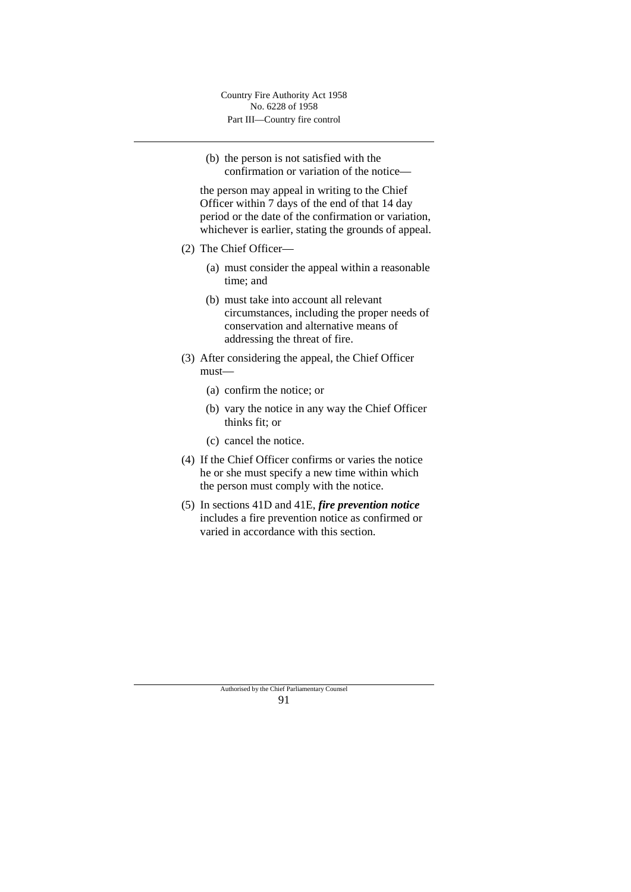(b) the person is not satisfied with the confirmation or variation of the notice—

the person may appeal in writing to the Chief Officer within 7 days of the end of that 14 day period or the date of the confirmation or variation, whichever is earlier, stating the grounds of appeal.

(2) The Chief Officer—

(a) must consider the appeal within a reasonable time; and

(b) must take into account all relevant circumstances, including the proper needs of conservation and alternative means of addressing the threat of fire.

(3) After considering the appeal, the Chief Officer must—

(a) confirm the notice; or

(b) vary the notice in any way the Chief Officer thinks fit; or

(c) cancel the notice.

(4) If the Chief Officer confirms or varies the notice he or she must specify a new time within which the person must comply with the notice.

(5) In sections 41D and 41E, ***fire prevention notice*** includes a fire prevention notice as confirmed or varied in accordance with this section.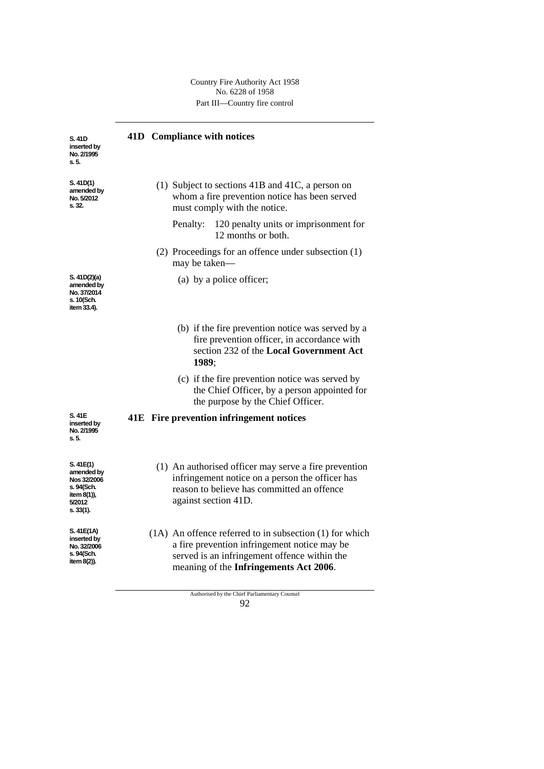**S. 41D inserted by No. 2/1995 s. 5.**

## 41D Compliance with notices

**S. 41D(1) amended by No. 5/2012 s. 32.**

(1) Subject to sections 41B and 41C, a person on whom a fire prevention notice has been served must comply with the notice.

Penalty: 120 penalty units or imprisonment for 12 months or both.

(2) Proceedings for an offence under subsection (1) may be taken—

**S. 41D(2)(a) amended by No. 37/2014 s. 10(Sch. item 33.4).**

(a) by a police officer;

(b) if the fire prevention notice was served by a fire prevention officer, in accordance with section 232 of the **Local Government Act 1989**;

(c) if the fire prevention notice was served by the Chief Officer, by a person appointed for the purpose by the Chief Officer.

**S. 41E inserted by No. 2/1995 s. 5.**

## 41E Fire prevention infringement notices

**S. 41E(1) amended by Nos 32/2006 s. 94(Sch. item 8(1)), 5/2012 s. 33(1).**

(1) An authorised officer may serve a fire prevention infringement notice on a person the officer has reason to believe has committed an offence against section 41D.

**S. 41E(1A) inserted by No. 32/2006 s. 94(Sch. item 8(2)).**

(1A) An offence referred to in subsection (1) for which a fire prevention infringement notice may be served is an infringement offence within the meaning of the **Infringements Act 2006**.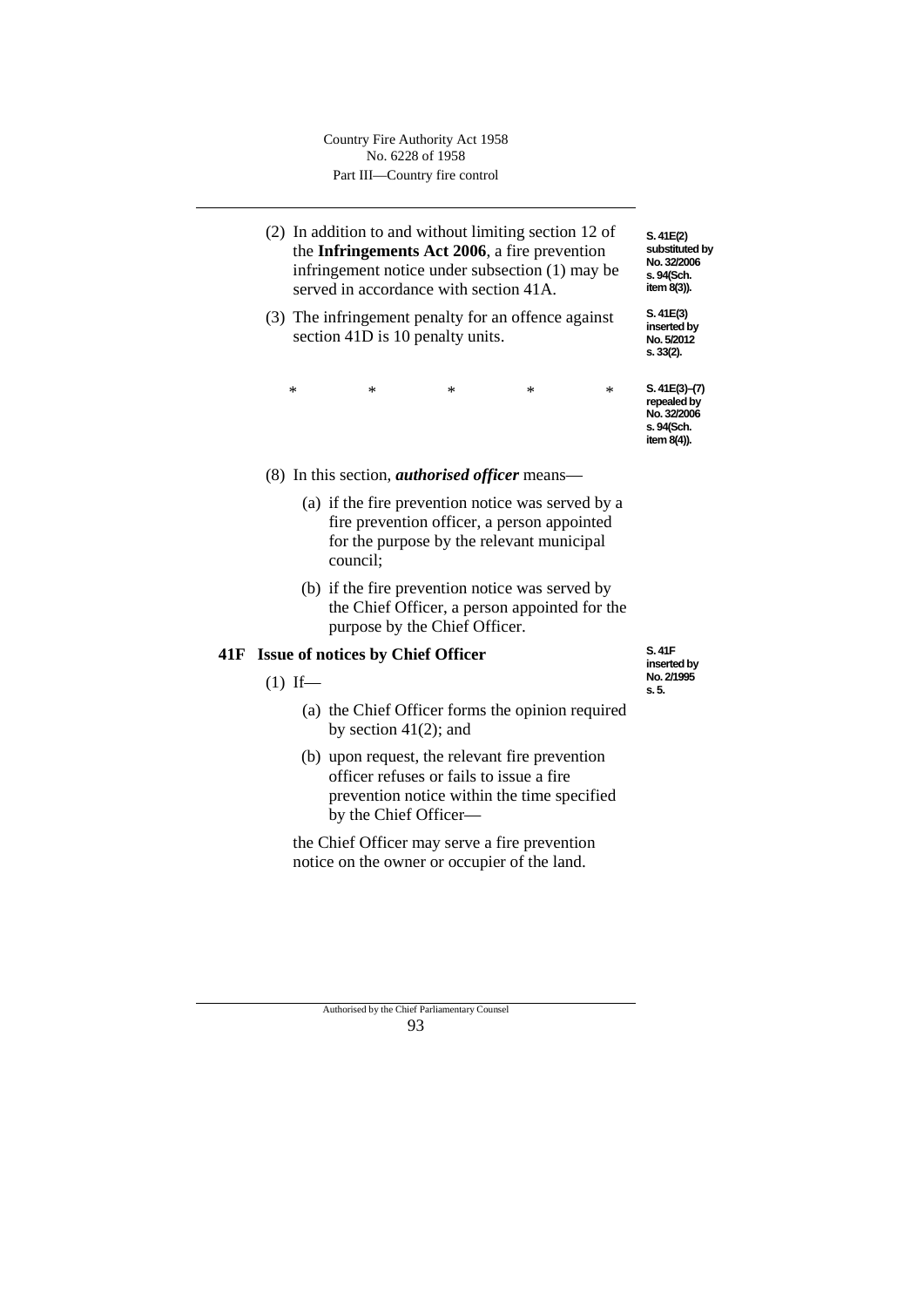(2) In addition to and without limiting section 12 of the **Infringements Act 2006**, a fire prevention infringement notice under subsection (1) may be served in accordance with section 41A.

S. 41E(2) substituted by No. 32/2006 s. 94(Sch. item 8(3)).

(3) The infringement penalty for an offence against section 41D is 10 penalty units.

S. 41E(3) inserted by No. 5/2012 s. 33(2).

\* \* \* \* \*

S. 41E(3)–(7) repealed by No. 32/2006 s. 94(Sch. item 8(4)).

(8) In this section, ***authorised officer*** means—

(a) if the fire prevention notice was served by a fire prevention officer, a person appointed for the purpose by the relevant municipal council;

(b) if the fire prevention notice was served by the Chief Officer, a person appointed for the purpose by the Chief Officer.

### 41F Issue of notices by Chief Officer

S. 41F inserted by No. 2/1995 s. 5.

(1) If—

(a) the Chief Officer forms the opinion required by section 41(2); and

(b) upon request, the relevant fire prevention officer refuses or fails to issue a fire prevention notice within the time specified by the Chief Officer—

the Chief Officer may serve a fire prevention notice on the owner or occupier of the land.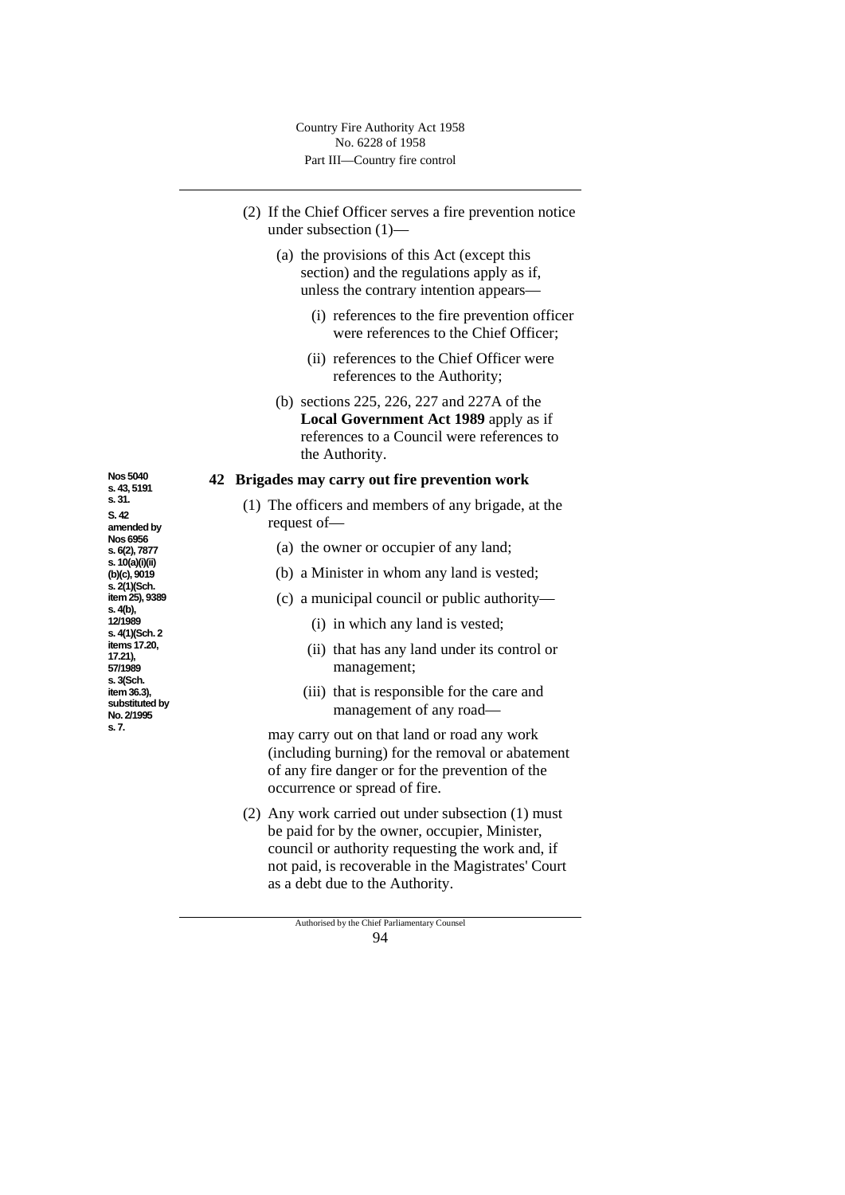(2) If the Chief Officer serves a fire prevention notice under subsection (1)—

(a) the provisions of this Act (except this section) and the regulations apply as if, unless the contrary intention appears—

(i) references to the fire prevention officer were references to the Chief Officer;

(ii) references to the Chief Officer were references to the Authority;

(b) sections 225, 226, 227 and 227A of the **Local Government Act 1989** apply as if references to a Council were references to the Authority.

Nos 5040 s. 43, 5191 s. 31.

S. 42 amended by Nos 6956 s. 6(2), 7877 s. 10(a)(i)(ii)(b)(c), 9019 s. 2(1)(Sch. item 25), 9389 s. 4(b), 12/1989 s. 4(1)(Sch. 2 items 17.20, 17.21), 57/1989 s. 3(Sch. item 36.3), substituted by No. 2/1995 s. 7.

### 42 Brigades may carry out fire prevention work

(1) The officers and members of any brigade, at the request of—

(a) the owner or occupier of any land;

(b) a Minister in whom any land is vested;

(c) a municipal council or public authority—

(i) in which any land is vested;

(ii) that has any land under its control or management;

(iii) that is responsible for the care and management of any road—

may carry out on that land or road any work (including burning) for the removal or abatement of any fire danger or for the prevention of the occurrence or spread of fire.

(2) Any work carried out under subsection (1) must be paid for by the owner, occupier, Minister, council or authority requesting the work and, if not paid, is recoverable in the Magistrates' Court as a debt due to the Authority.